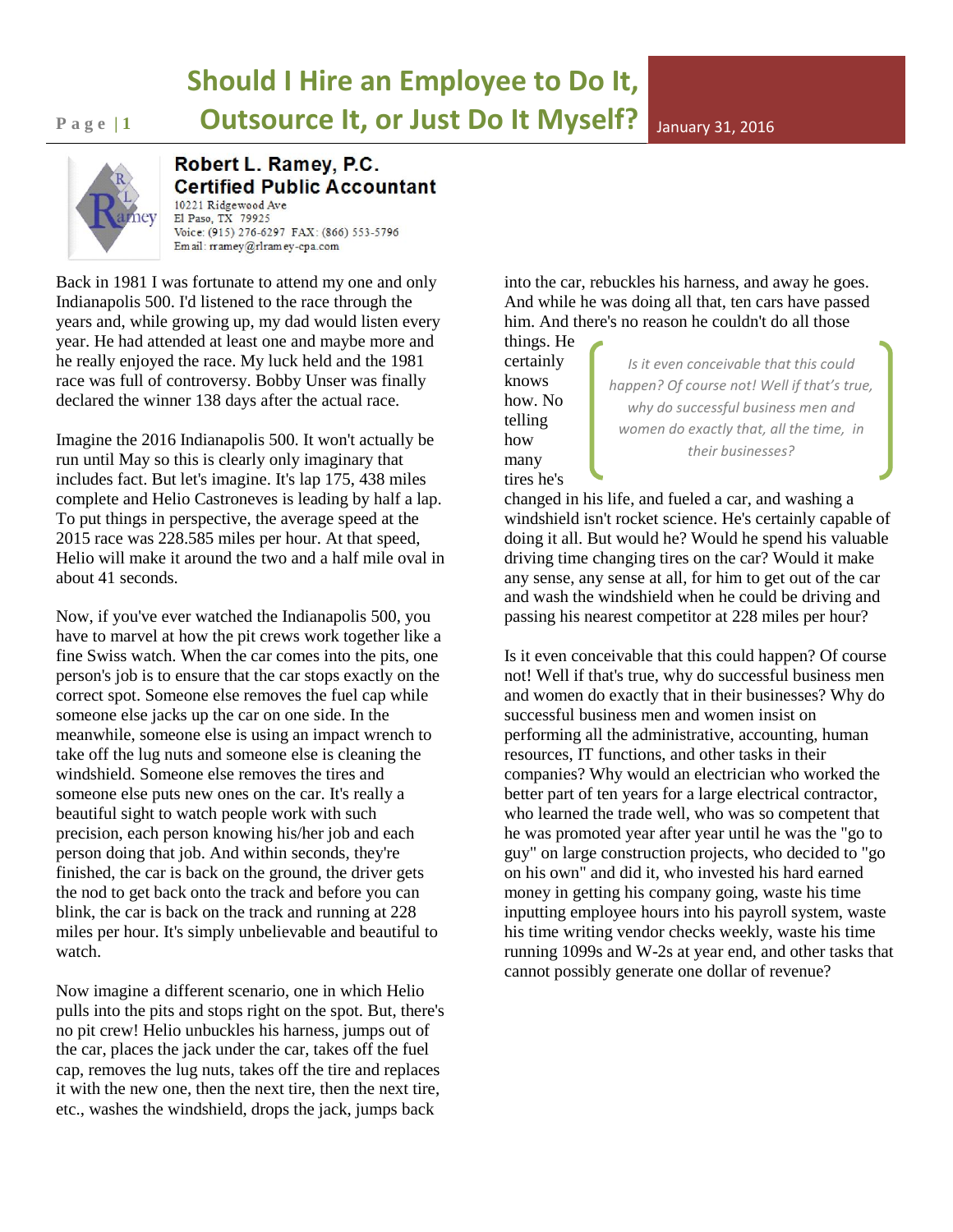# Should I Hire an Employee to Do It, Outsource It, or Just Do It Myself?

January 31, 2016

**Robert L. Ramey, P.C.**
**Certified Public Accountant**
10221 Ridgewood Ave
El Paso, TX 79925
Voice: (915) 276-6297 FAX: (866) 553-5796
Email: rramey@rlramey-cpa.com

Back in 1981 I was fortunate to attend my one and only Indianapolis 500. I'd listened to the race through the years and, while growing up, my dad would listen every year. He had attended at least one and maybe more and he really enjoyed the race. My luck held and the 1981 race was full of controversy. Bobby Unser was finally declared the winner 138 days after the actual race.

Imagine the 2016 Indianapolis 500. It won't actually be run until May so this is clearly only imaginary that includes fact. But let's imagine. It's lap 175, 438 miles complete and Helio Castroneves is leading by half a lap. To put things in perspective, the average speed at the 2015 race was 228.585 miles per hour. At that speed, Helio will make it around the two and a half mile oval in about 41 seconds.

Now, if you've ever watched the Indianapolis 500, you have to marvel at how the pit crews work together like a fine Swiss watch. When the car comes into the pits, one person's job is to ensure that the car stops exactly on the correct spot. Someone else removes the fuel cap while someone else jacks up the car on one side. In the meanwhile, someone else is using an impact wrench to take off the lug nuts and someone else is cleaning the windshield. Someone else removes the tires and someone else puts new ones on the car. It's really a beautiful sight to watch people work with such precision, each person knowing his/her job and each person doing that job. And within seconds, they're finished, the car is back on the ground, the driver gets the nod to get back onto the track and before you can blink, the car is back on the track and running at 228 miles per hour. It's simply unbelievable and beautiful to watch.

Now imagine a different scenario, one in which Helio pulls into the pits and stops right on the spot. But, there's no pit crew! Helio unbuckles his harness, jumps out of the car, places the jack under the car, takes off the fuel cap, removes the lug nuts, takes off the tire and replaces it with the new one, then the next tire, then the next tire, etc., washes the windshield, drops the jack, jumps back into the car, rebuckles his harness, and away he goes. And while he was doing all that, ten cars have passed him. And there's no reason he couldn't do all those things. He certainly knows how. No telling how many tires he's changed in his life, and fueled a car, and washing a windshield isn't rocket science. He's certainly capable of doing it all. But would he? Would he spend his valuable driving time changing tires on the car? Would it make any sense, any sense at all, for him to get out of the car and wash the windshield when he could be driving and passing his nearest competitor at 228 miles per hour?

> *Is it even conceivable that this could happen? Of course not! Well if that's true, why do successful business men and women do exactly that, all the time, in their businesses?*

Is it even conceivable that this could happen? Of course not! Well if that's true, why do successful business men and women do exactly that in their businesses? Why do successful business men and women insist on performing all the administrative, accounting, human resources, IT functions, and other tasks in their companies? Why would an electrician who worked the better part of ten years for a large electrical contractor, who learned the trade well, who was so competent that he was promoted year after year until he was the "go to guy" on large construction projects, who decided to "go on his own" and did it, who invested his hard earned money in getting his company going, waste his time inputting employee hours into his payroll system, waste his time writing vendor checks weekly, waste his time running 1099s and W-2s at year end, and other tasks that cannot possibly generate one dollar of revenue?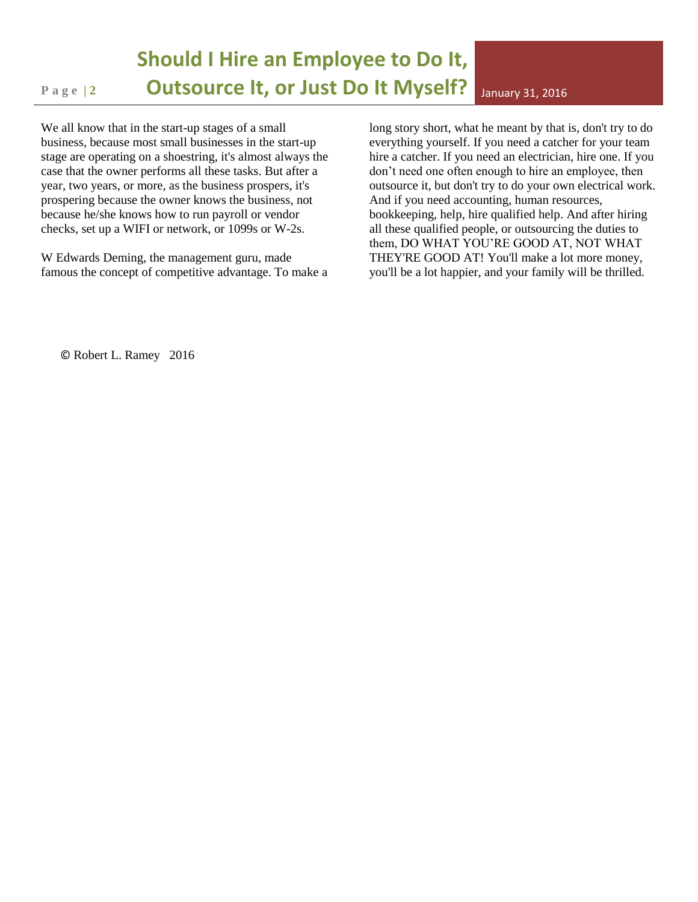We all know that in the start-up stages of a small business, because most small businesses in the start-up stage are operating on a shoestring, it's almost always the case that the owner performs all these tasks. But after a year, two years, or more, as the business prospers, it's prospering because the owner knows the business, not because he/she knows how to run payroll or vendor checks, set up a WIFI or network, or 1099s or W-2s.

W Edwards Deming, the management guru, made famous the concept of competitive advantage. To make a long story short, what he meant by that is, don't try to do everything yourself. If you need a catcher for your team hire a catcher. If you need an electrician, hire one. If you don't need one often enough to hire an employee, then outsource it, but don't try to do your own electrical work. And if you need accounting, human resources, bookkeeping, help, hire qualified help. And after hiring all these qualified people, or outsourcing the duties to them, DO WHAT YOU'RE GOOD AT, NOT WHAT THEY'RE GOOD AT! You'll make a lot more money, you'll be a lot happier, and your family will be thrilled.

© Robert L. Ramey 2016